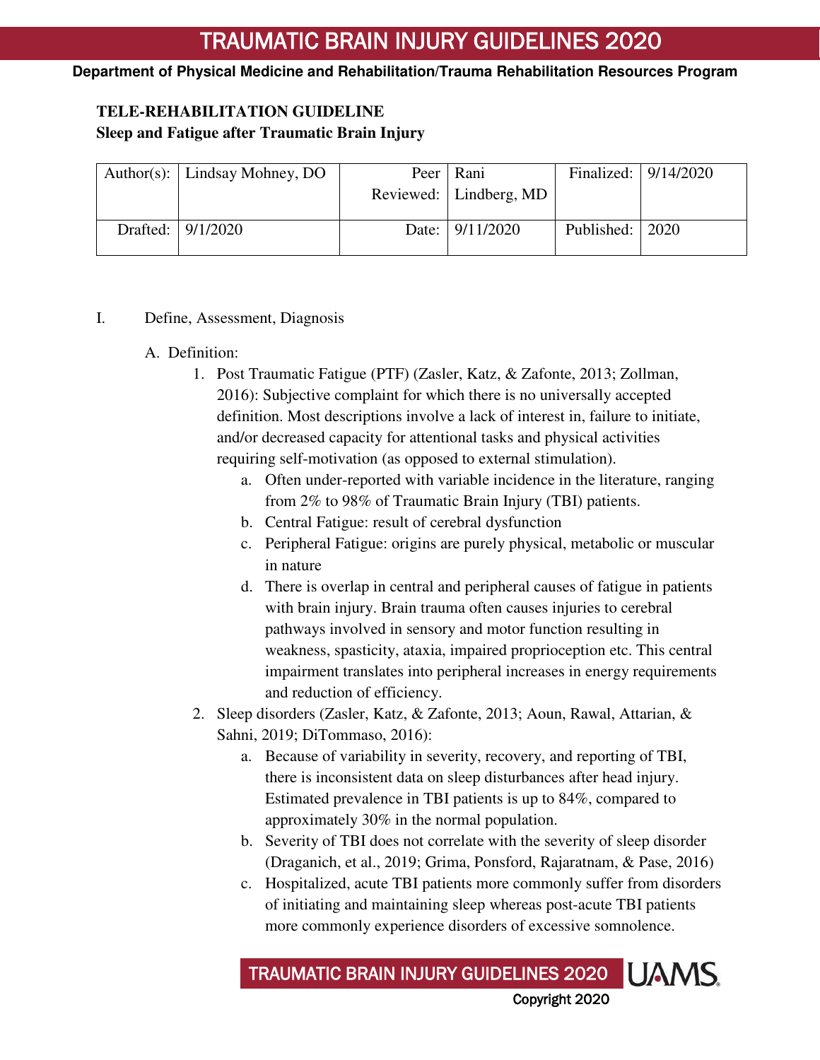# TRAUMATIC BRAIN INJURY GUIDELINES 2020

**Department of Physical Medicine and Rehabilitation/Trauma Rehabilitation Resources Program**

**TELE-REHABILITATION GUIDELINE**
**Sleep and Fatigue after Traumatic Brain Injury**

| Author(s): | Lindsay Mohney, DO | Peer Reviewed: | Rani Lindberg, MD | Finalized: | 9/14/2020 |
|---|---|---|---|---|---|
| Drafted: | 9/1/2020 | Date: | 9/11/2020 | Published: | 2020 |

I. Define, Assessment, Diagnosis

A. Definition:

1. Post Traumatic Fatigue (PTF) (Zasler, Katz, & Zafonte, 2013; Zollman, 2016): Subjective complaint for which there is no universally accepted definition. Most descriptions involve a lack of interest in, failure to initiate, and/or decreased capacity for attentional tasks and physical activities requiring self-motivation (as opposed to external stimulation).
   a. Often under-reported with variable incidence in the literature, ranging from 2% to 98% of Traumatic Brain Injury (TBI) patients.
   b. Central Fatigue: result of cerebral dysfunction
   c. Peripheral Fatigue: origins are purely physical, metabolic or muscular in nature
   d. There is overlap in central and peripheral causes of fatigue in patients with brain injury. Brain trauma often causes injuries to cerebral pathways involved in sensory and motor function resulting in weakness, spasticity, ataxia, impaired proprioception etc. This central impairment translates into peripheral increases in energy requirements and reduction of efficiency.
2. Sleep disorders (Zasler, Katz, & Zafonte, 2013; Aoun, Rawal, Attarian, & Sahni, 2019; DiTommaso, 2016):
   a. Because of variability in severity, recovery, and reporting of TBI, there is inconsistent data on sleep disturbances after head injury. Estimated prevalence in TBI patients is up to 84%, compared to approximately 30% in the normal population.
   b. Severity of TBI does not correlate with the severity of sleep disorder (Draganich, et al., 2019; Grima, Ponsford, Rajaratnam, & Pase, 2016)
   c. Hospitalized, acute TBI patients more commonly suffer from disorders of initiating and maintaining sleep whereas post-acute TBI patients more commonly experience disorders of excessive somnolence.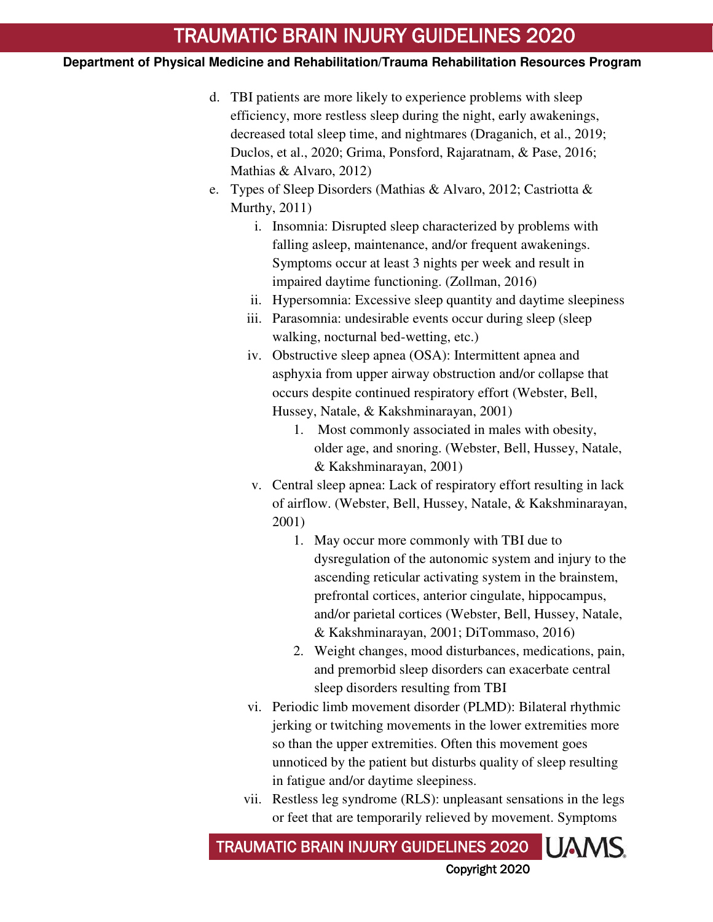d. TBI patients are more likely to experience problems with sleep efficiency, more restless sleep during the night, early awakenings, decreased total sleep time, and nightmares (Draganich, et al., 2019; Duclos, et al., 2020; Grima, Ponsford, Rajaratnam, & Pase, 2016; Mathias & Alvaro, 2012)

e. Types of Sleep Disorders (Mathias & Alvaro, 2012; Castriotta & Murthy, 2011)

   i. Insomnia: Disrupted sleep characterized by problems with falling asleep, maintenance, and/or frequent awakenings. Symptoms occur at least 3 nights per week and result in impaired daytime functioning. (Zollman, 2016)

   ii. Hypersomnia: Excessive sleep quantity and daytime sleepiness

   iii. Parasomnia: undesirable events occur during sleep (sleep walking, nocturnal bed-wetting, etc.)

   iv. Obstructive sleep apnea (OSA): Intermittent apnea and asphyxia from upper airway obstruction and/or collapse that occurs despite continued respiratory effort (Webster, Bell, Hussey, Natale, & Kakshminarayan, 2001)

      1. Most commonly associated in males with obesity, older age, and snoring. (Webster, Bell, Hussey, Natale, & Kakshminarayan, 2001)

   v. Central sleep apnea: Lack of respiratory effort resulting in lack of airflow. (Webster, Bell, Hussey, Natale, & Kakshminarayan, 2001)

      1. May occur more commonly with TBI due to dysregulation of the autonomic system and injury to the ascending reticular activating system in the brainstem, prefrontal cortices, anterior cingulate, hippocampus, and/or parietal cortices (Webster, Bell, Hussey, Natale, & Kakshminarayan, 2001; DiTommaso, 2016)

      2. Weight changes, mood disturbances, medications, pain, and premorbid sleep disorders can exacerbate central sleep disorders resulting from TBI

   vi. Periodic limb movement disorder (PLMD): Bilateral rhythmic jerking or twitching movements in the lower extremities more so than the upper extremities. Often this movement goes unnoticed by the patient but disturbs quality of sleep resulting in fatigue and/or daytime sleepiness.

   vii. Restless leg syndrome (RLS): unpleasant sensations in the legs or feet that are temporarily relieved by movement. Symptoms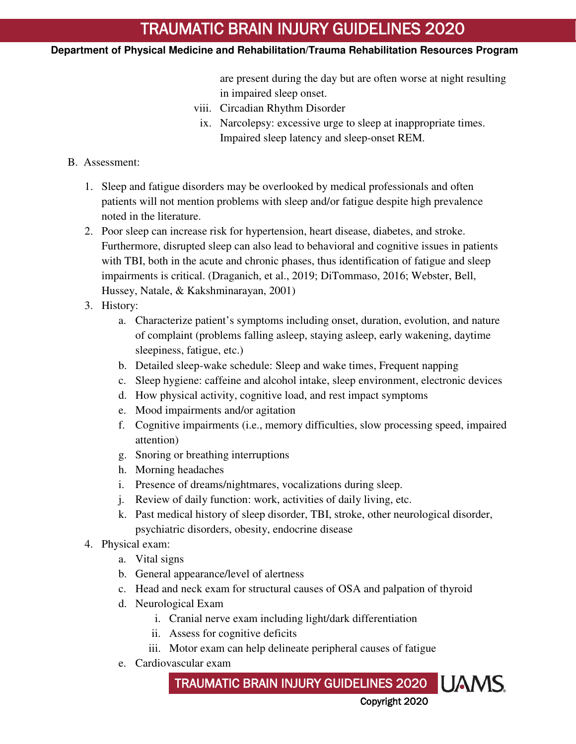are present during the day but are often worse at night resulting in impaired sleep onset.

viii. Circadian Rhythm Disorder

ix. Narcolepsy: excessive urge to sleep at inappropriate times. Impaired sleep latency and sleep-onset REM.

B. Assessment:

1. Sleep and fatigue disorders may be overlooked by medical professionals and often patients will not mention problems with sleep and/or fatigue despite high prevalence noted in the literature.
2. Poor sleep can increase risk for hypertension, heart disease, diabetes, and stroke. Furthermore, disrupted sleep can also lead to behavioral and cognitive issues in patients with TBI, both in the acute and chronic phases, thus identification of fatigue and sleep impairments is critical. (Draganich, et al., 2019; DiTommaso, 2016; Webster, Bell, Hussey, Natale, & Kakshminarayan, 2001)
3. History:
   a. Characterize patient's symptoms including onset, duration, evolution, and nature of complaint (problems falling asleep, staying asleep, early wakening, daytime sleepiness, fatigue, etc.)
   b. Detailed sleep-wake schedule: Sleep and wake times, Frequent napping
   c. Sleep hygiene: caffeine and alcohol intake, sleep environment, electronic devices
   d. How physical activity, cognitive load, and rest impact symptoms
   e. Mood impairments and/or agitation
   f. Cognitive impairments (i.e., memory difficulties, slow processing speed, impaired attention)
   g. Snoring or breathing interruptions
   h. Morning headaches
   i. Presence of dreams/nightmares, vocalizations during sleep.
   j. Review of daily function: work, activities of daily living, etc.
   k. Past medical history of sleep disorder, TBI, stroke, other neurological disorder, psychiatric disorders, obesity, endocrine disease
4. Physical exam:
   a. Vital signs
   b. General appearance/level of alertness
   c. Head and neck exam for structural causes of OSA and palpation of thyroid
   d. Neurological Exam
      i. Cranial nerve exam including light/dark differentiation
      ii. Assess for cognitive deficits
      iii. Motor exam can help delineate peripheral causes of fatigue
   e. Cardiovascular exam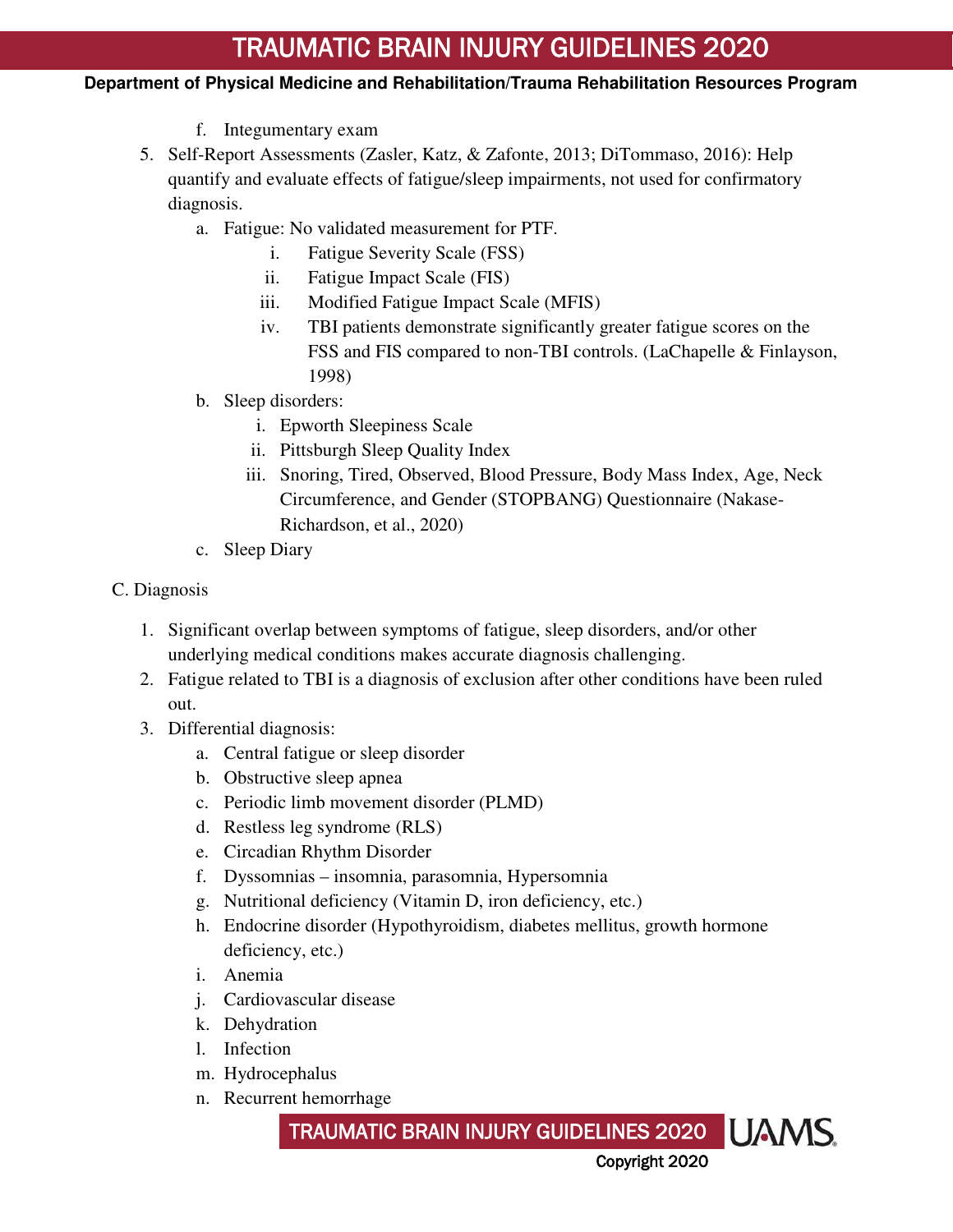f. Integumentary exam

5. Self-Report Assessments (Zasler, Katz, & Zafonte, 2013; DiTommaso, 2016): Help quantify and evaluate effects of fatigue/sleep impairments, not used for confirmatory diagnosis.
    a. Fatigue: No validated measurement for PTF.
        i. Fatigue Severity Scale (FSS)
        ii. Fatigue Impact Scale (FIS)
        iii. Modified Fatigue Impact Scale (MFIS)
        iv. TBI patients demonstrate significantly greater fatigue scores on the FSS and FIS compared to non-TBI controls. (LaChapelle & Finlayson, 1998)
    b. Sleep disorders:
        i. Epworth Sleepiness Scale
        ii. Pittsburgh Sleep Quality Index
        iii. Snoring, Tired, Observed, Blood Pressure, Body Mass Index, Age, Neck Circumference, and Gender (STOPBANG) Questionnaire (Nakase-Richardson, et al., 2020)
    c. Sleep Diary

C. Diagnosis

1. Significant overlap between symptoms of fatigue, sleep disorders, and/or other underlying medical conditions makes accurate diagnosis challenging.
2. Fatigue related to TBI is a diagnosis of exclusion after other conditions have been ruled out.
3. Differential diagnosis:
    a. Central fatigue or sleep disorder
    b. Obstructive sleep apnea
    c. Periodic limb movement disorder (PLMD)
    d. Restless leg syndrome (RLS)
    e. Circadian Rhythm Disorder
    f. Dyssomnias – insomnia, parasomnia, Hypersomnia
    g. Nutritional deficiency (Vitamin D, iron deficiency, etc.)
    h. Endocrine disorder (Hypothyroidism, diabetes mellitus, growth hormone deficiency, etc.)
    i. Anemia
    j. Cardiovascular disease
    k. Dehydration
    l. Infection
    m. Hydrocephalus
    n. Recurrent hemorrhage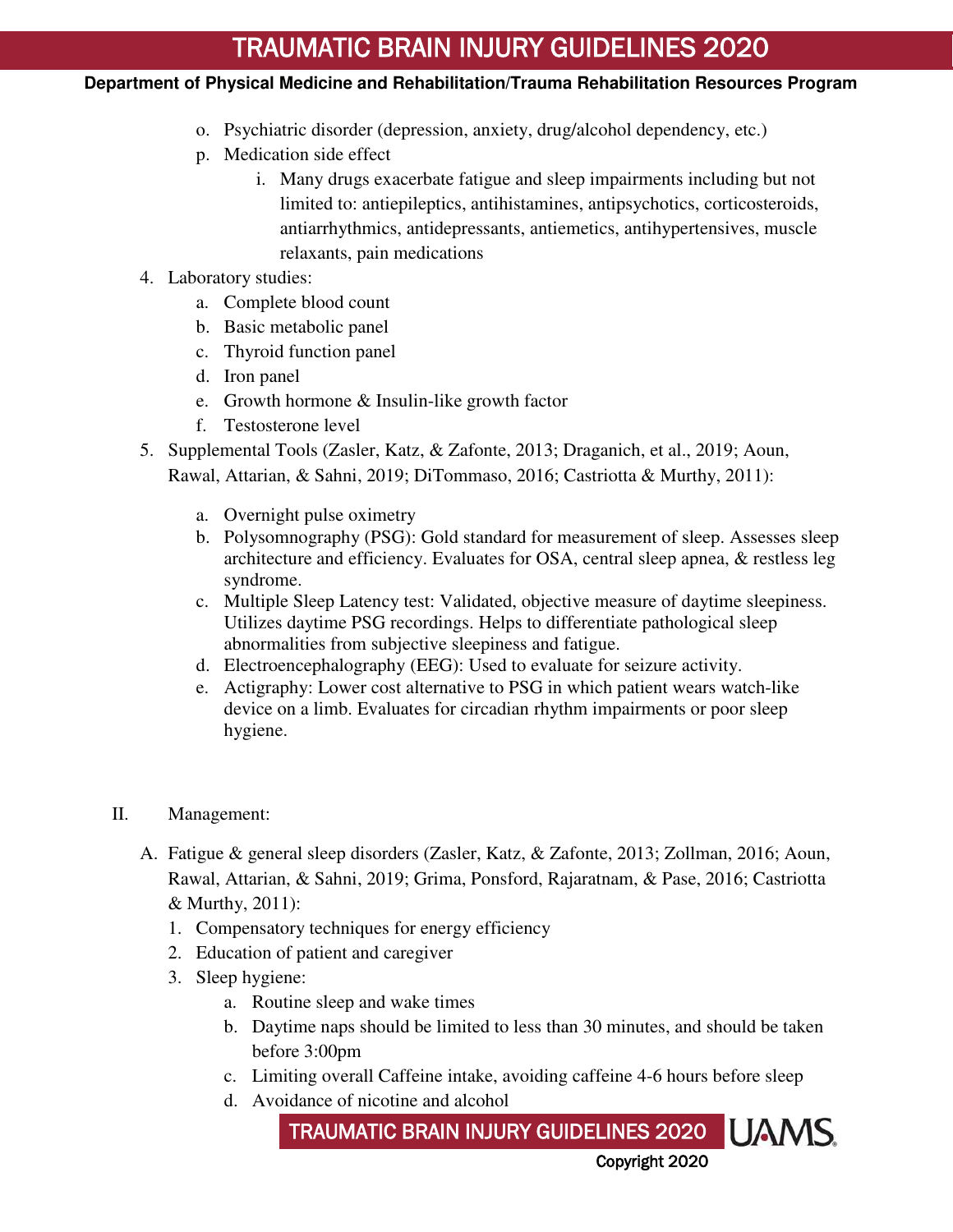o. Psychiatric disorder (depression, anxiety, drug/alcohol dependency, etc.)
   p. Medication side effect
      i. Many drugs exacerbate fatigue and sleep impairments including but not limited to: antiepileptics, antihistamines, antipsychotics, corticosteroids, antiarrhythmics, antidepressants, antiemetics, antihypertensives, muscle relaxants, pain medications

4. Laboratory studies:
   a. Complete blood count
   b. Basic metabolic panel
   c. Thyroid function panel
   d. Iron panel
   e. Growth hormone & Insulin-like growth factor
   f. Testosterone level
5. Supplemental Tools (Zasler, Katz, & Zafonte, 2013; Draganich, et al., 2019; Aoun, Rawal, Attarian, & Sahni, 2019; DiTommaso, 2016; Castriotta & Murthy, 2011):
   a. Overnight pulse oximetry
   b. Polysomnography (PSG): Gold standard for measurement of sleep. Assesses sleep architecture and efficiency. Evaluates for OSA, central sleep apnea, & restless leg syndrome.
   c. Multiple Sleep Latency test: Validated, objective measure of daytime sleepiness. Utilizes daytime PSG recordings. Helps to differentiate pathological sleep abnormalities from subjective sleepiness and fatigue.
   d. Electroencephalography (EEG): Used to evaluate for seizure activity.
   e. Actigraphy: Lower cost alternative to PSG in which patient wears watch-like device on a limb. Evaluates for circadian rhythm impairments or poor sleep hygiene.

II. Management:

A. Fatigue & general sleep disorders (Zasler, Katz, & Zafonte, 2013; Zollman, 2016; Aoun, Rawal, Attarian, & Sahni, 2019; Grima, Ponsford, Rajaratnam, & Pase, 2016; Castriotta & Murthy, 2011):
   1. Compensatory techniques for energy efficiency
   2. Education of patient and caregiver
   3. Sleep hygiene:
      a. Routine sleep and wake times
      b. Daytime naps should be limited to less than 30 minutes, and should be taken before 3:00pm
      c. Limiting overall Caffeine intake, avoiding caffeine 4-6 hours before sleep
      d. Avoidance of nicotine and alcohol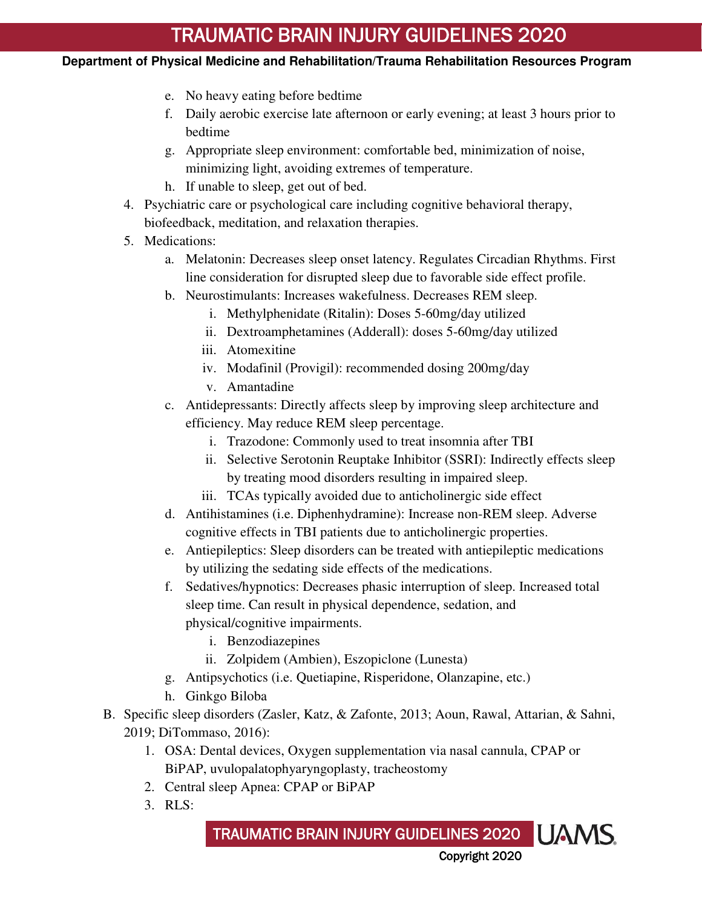e. No heavy eating before bedtime
f. Daily aerobic exercise late afternoon or early evening; at least 3 hours prior to bedtime
g. Appropriate sleep environment: comfortable bed, minimization of noise, minimizing light, avoiding extremes of temperature.
h. If unable to sleep, get out of bed.

4. Psychiatric care or psychological care including cognitive behavioral therapy, biofeedback, meditation, and relaxation therapies.
5. Medications:
   a. Melatonin: Decreases sleep onset latency. Regulates Circadian Rhythms. First line consideration for disrupted sleep due to favorable side effect profile.
   b. Neurostimulants: Increases wakefulness. Decreases REM sleep.
      i. Methylphenidate (Ritalin): Doses 5-60mg/day utilized
      ii. Dextroamphetamines (Adderall): doses 5-60mg/day utilized
      iii. Atomexitine
      iv. Modafinil (Provigil): recommended dosing 200mg/day
      v. Amantadine
   c. Antidepressants: Directly affects sleep by improving sleep architecture and efficiency. May reduce REM sleep percentage.
      i. Trazodone: Commonly used to treat insomnia after TBI
      ii. Selective Serotonin Reuptake Inhibitor (SSRI): Indirectly effects sleep by treating mood disorders resulting in impaired sleep.
      iii. TCAs typically avoided due to anticholinergic side effect
   d. Antihistamines (i.e. Diphenhydramine): Increase non-REM sleep. Adverse cognitive effects in TBI patients due to anticholinergic properties.
   e. Antiepileptics: Sleep disorders can be treated with antiepileptic medications by utilizing the sedating side effects of the medications.
   f. Sedatives/hypnotics: Decreases phasic interruption of sleep. Increased total sleep time. Can result in physical dependence, sedation, and physical/cognitive impairments.
      i. Benzodiazepines
      ii. Zolpidem (Ambien), Eszopiclone (Lunesta)
   g. Antipsychotics (i.e. Quetiapine, Risperidone, Olanzapine, etc.)
   h. Ginkgo Biloba

B. Specific sleep disorders (Zasler, Katz, & Zafonte, 2013; Aoun, Rawal, Attarian, & Sahni, 2019; DiTommaso, 2016):
   1. OSA: Dental devices, Oxygen supplementation via nasal cannula, CPAP or BiPAP, uvulopalatophyaryngoplasty, tracheostomy
   2. Central sleep Apnea: CPAP or BiPAP
   3. RLS: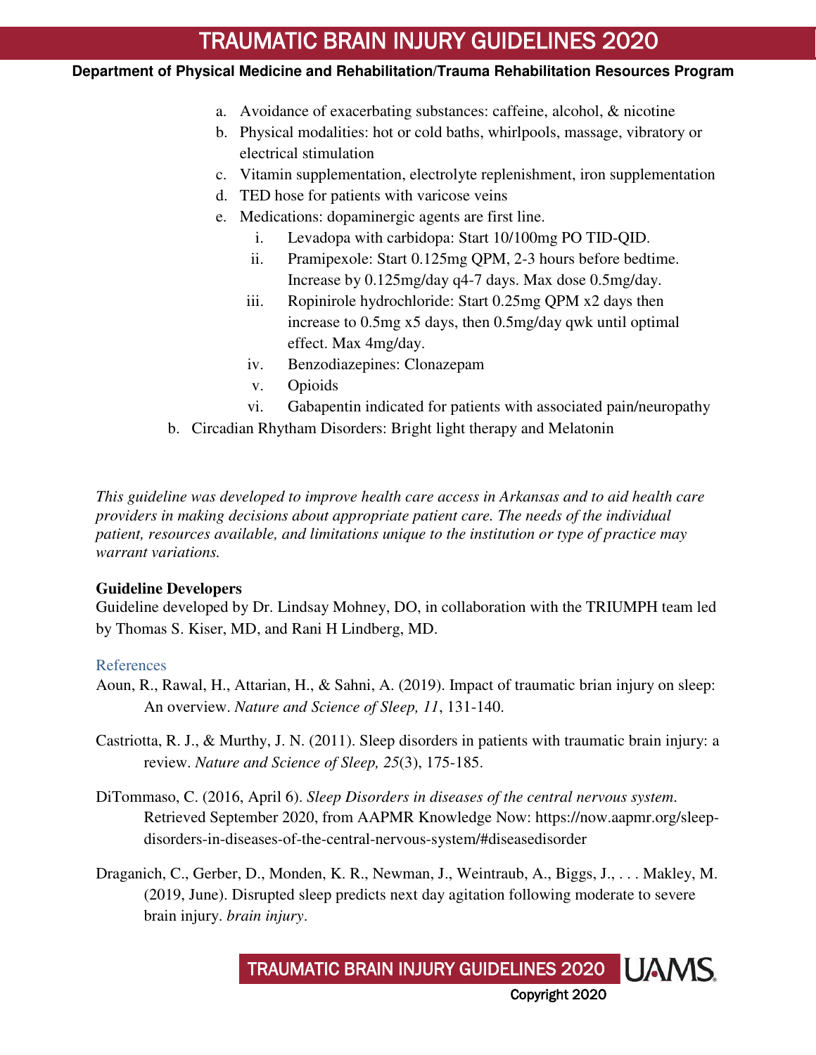a. Avoidance of exacerbating substances: caffeine, alcohol, & nicotine
b. Physical modalities: hot or cold baths, whirlpools, massage, vibratory or electrical stimulation
c. Vitamin supplementation, electrolyte replenishment, iron supplementation
d. TED hose for patients with varicose veins
e. Medications: dopaminergic agents are first line.
   i. Levadopa with carbidopa: Start 10/100mg PO TID-QID.
   ii. Pramipexole: Start 0.125mg QPM, 2-3 hours before bedtime. Increase by 0.125mg/day q4-7 days. Max dose 0.5mg/day.
   iii. Ropinirole hydrochloride: Start 0.25mg QPM x2 days then increase to 0.5mg x5 days, then 0.5mg/day qwk until optimal effect. Max 4mg/day.
   iv. Benzodiazepines: Clonazepam
   v. Opioids
   vi. Gabapentin indicated for patients with associated pain/neuropathy

b. Circadian Rhytham Disorders: Bright light therapy and Melatonin

*This guideline was developed to improve health care access in Arkansas and to aid health care providers in making decisions about appropriate patient care. The needs of the individual patient, resources available, and limitations unique to the institution or type of practice may warrant variations.*

**Guideline Developers**

Guideline developed by Dr. Lindsay Mohney, DO, in collaboration with the TRIUMPH team led by Thomas S. Kiser, MD, and Rani H Lindberg, MD.

## References

Aoun, R., Rawal, H., Attarian, H., & Sahni, A. (2019). Impact of traumatic brian injury on sleep: An overview. *Nature and Science of Sleep, 11*, 131-140.

Castriotta, R. J., & Murthy, J. N. (2011). Sleep disorders in patients with traumatic brain injury: a review. *Nature and Science of Sleep, 25*(3), 175-185.

DiTommaso, C. (2016, April 6). *Sleep Disorders in diseases of the central nervous system*. Retrieved September 2020, from AAPMR Knowledge Now: https://now.aapmr.org/sleep-disorders-in-diseases-of-the-central-nervous-system/#diseasedisorder

Draganich, C., Gerber, D., Monden, K. R., Newman, J., Weintraub, A., Biggs, J., . . . Makley, M. (2019, June). Disrupted sleep predicts next day agitation following moderate to severe brain injury. *brain injury*.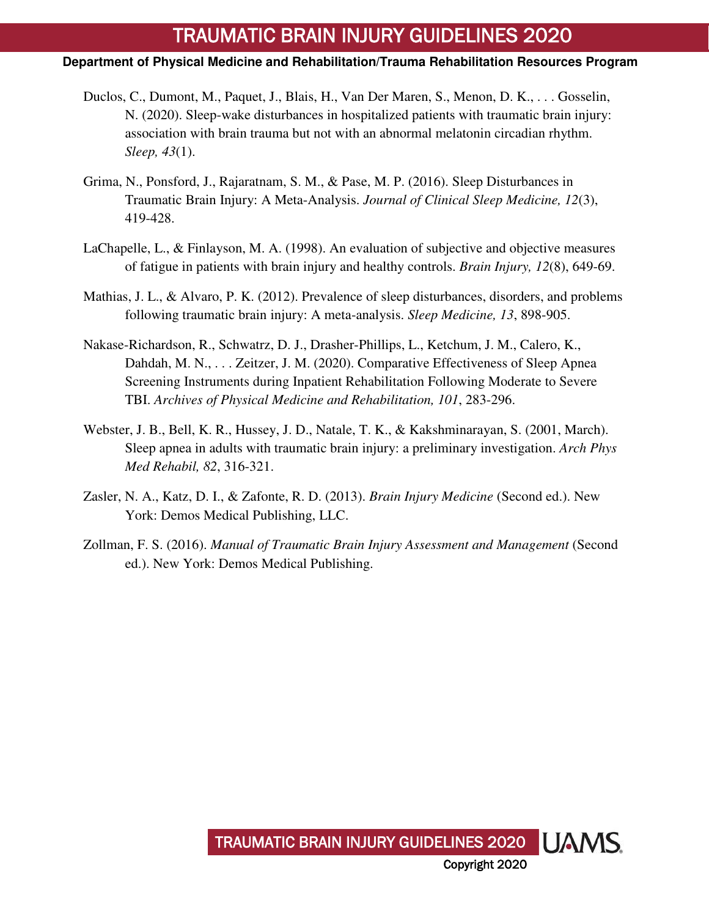Duclos, C., Dumont, M., Paquet, J., Blais, H., Van Der Maren, S., Menon, D. K., . . . Gosselin, N. (2020). Sleep-wake disturbances in hospitalized patients with traumatic brain injury: association with brain trauma but not with an abnormal melatonin circadian rhythm. *Sleep, 43*(1).

Grima, N., Ponsford, J., Rajaratnam, S. M., & Pase, M. P. (2016). Sleep Disturbances in Traumatic Brain Injury: A Meta-Analysis. *Journal of Clinical Sleep Medicine, 12*(3), 419-428.

LaChapelle, L., & Finlayson, M. A. (1998). An evaluation of subjective and objective measures of fatigue in patients with brain injury and healthy controls. *Brain Injury, 12*(8), 649-69.

Mathias, J. L., & Alvaro, P. K. (2012). Prevalence of sleep disturbances, disorders, and problems following traumatic brain injury: A meta-analysis. *Sleep Medicine, 13*, 898-905.

Nakase-Richardson, R., Schwatrz, D. J., Drasher-Phillips, L., Ketchum, J. M., Calero, K., Dahdah, M. N., . . . Zeitzer, J. M. (2020). Comparative Effectiveness of Sleep Apnea Screening Instruments during Inpatient Rehabilitation Following Moderate to Severe TBI. *Archives of Physical Medicine and Rehabilitation, 101*, 283-296.

Webster, J. B., Bell, K. R., Hussey, J. D., Natale, T. K., & Kakshminarayan, S. (2001, March). Sleep apnea in adults with traumatic brain injury: a preliminary investigation. *Arch Phys Med Rehabil, 82*, 316-321.

Zasler, N. A., Katz, D. I., & Zafonte, R. D. (2013). *Brain Injury Medicine* (Second ed.). New York: Demos Medical Publishing, LLC.

Zollman, F. S. (2016). *Manual of Traumatic Brain Injury Assessment and Management* (Second ed.). New York: Demos Medical Publishing.